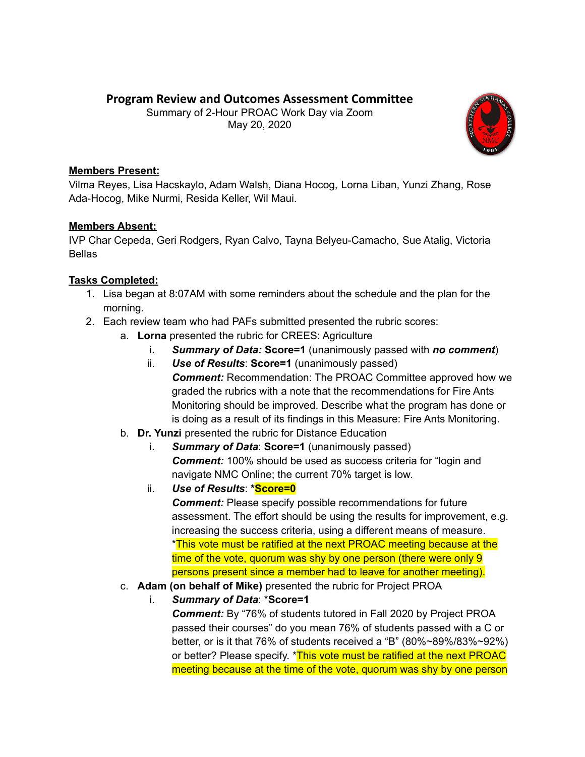# Program Review and Outcomes Assessment Committee

Summary of 2-Hour PROAC Work Day via Zoom
May 20, 2020

**Members Present:**
Vilma Reyes, Lisa Hacskaylo, Adam Walsh, Diana Hocog, Lorna Liban, Yunzi Zhang, Rose Ada-Hocog, Mike Nurmi, Resida Keller, Wil Maui.

**Members Absent:**
IVP Char Cepeda, Geri Rodgers, Ryan Calvo, Tayna Belyeu-Camacho, Sue Atalig, Victoria Bellas

**Tasks Completed:**

1. Lisa began at 8:07AM with some reminders about the schedule and the plan for the morning.
2. Each review team who had PAFs submitted presented the rubric scores:
   a. **Lorna** presented the rubric for CREES: Agriculture
      i. ***Summary of Data:*** **Score=1** (unanimously passed with ***no comment***)
      ii. ***Use of Results***: **Score=1** (unanimously passed)
      ***Comment:*** Recommendation: The PROAC Committee approved how we graded the rubrics with a note that the recommendations for Fire Ants Monitoring should be improved. Describe what the program has done or is doing as a result of its findings in this Measure: Fire Ants Monitoring.
   b. **Dr. Yunzi** presented the rubric for Distance Education
      i. ***Summary of Data***: **Score=1** (unanimously passed)
      ***Comment:*** 100% should be used as success criteria for "login and navigate NMC Online; the current 70% target is low.
      ii. ***Use of Results***: ***Score=0**
      ***Comment:*** Please specify possible recommendations for future assessment. The effort should be using the results for improvement, e.g. increasing the success criteria, using a different means of measure. *This vote must be ratified at the next PROAC meeting because at the time of the vote, quorum was shy by one person (there were only 9 persons present since a member had to leave for another meeting).
   c. **Adam (on behalf of Mike)** presented the rubric for Project PROA
      i. ***Summary of Data***: ***Score=1**
      ***Comment:*** By "76% of students tutored in Fall 2020 by Project PROA passed their courses" do you mean 76% of students passed with a C or better, or is it that 76% of students received a "B" (80%~89%/83%~92%) or better? Please specify. *This vote must be ratified at the next PROAC meeting because at the time of the vote, quorum was shy by one person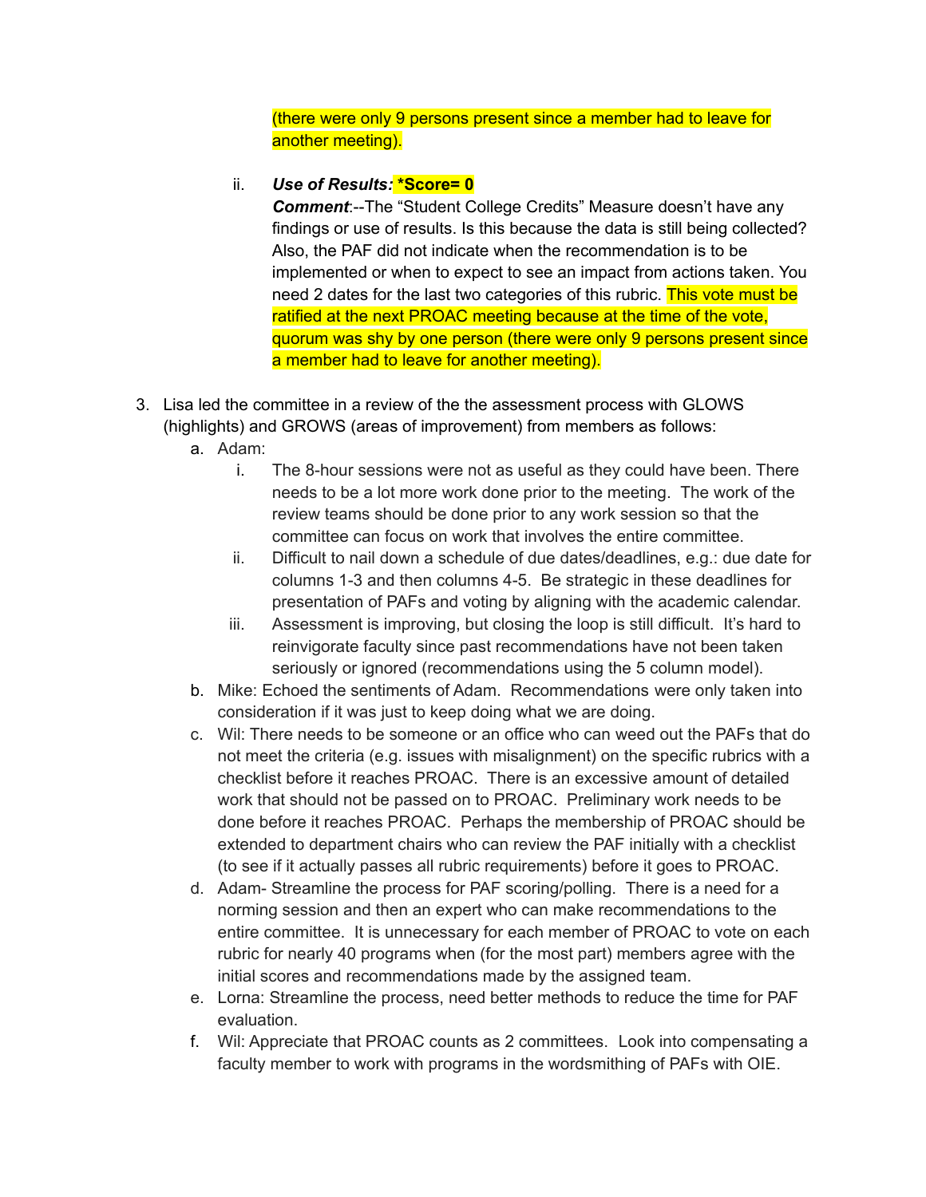(there were only 9 persons present since a member had to leave for another meeting).

ii. ***Use of Results:*** **\*Score= 0**
***Comment***:--The "Student College Credits" Measure doesn't have any findings or use of results. Is this because the data is still being collected? Also, the PAF did not indicate when the recommendation is to be implemented or when to expect to see an impact from actions taken. You need 2 dates for the last two categories of this rubric. This vote must be ratified at the next PROAC meeting because at the time of the vote, quorum was shy by one person (there were only 9 persons present since a member had to leave for another meeting).

3. Lisa led the committee in a review of the the assessment process with GLOWS (highlights) and GROWS (areas of improvement) from members as follows:
   a. Adam:
      i. The 8-hour sessions were not as useful as they could have been. There needs to be a lot more work done prior to the meeting. The work of the review teams should be done prior to any work session so that the committee can focus on work that involves the entire committee.
      ii. Difficult to nail down a schedule of due dates/deadlines, e.g.: due date for columns 1-3 and then columns 4-5. Be strategic in these deadlines for presentation of PAFs and voting by aligning with the academic calendar.
      iii. Assessment is improving, but closing the loop is still difficult. It's hard to reinvigorate faculty since past recommendations have not been taken seriously or ignored (recommendations using the 5 column model).
   b. Mike: Echoed the sentiments of Adam. Recommendations were only taken into consideration if it was just to keep doing what we are doing.
   c. Wil: There needs to be someone or an office who can weed out the PAFs that do not meet the criteria (e.g. issues with misalignment) on the specific rubrics with a checklist before it reaches PROAC. There is an excessive amount of detailed work that should not be passed on to PROAC. Preliminary work needs to be done before it reaches PROAC. Perhaps the membership of PROAC should be extended to department chairs who can review the PAF initially with a checklist (to see if it actually passes all rubric requirements) before it goes to PROAC.
   d. Adam- Streamline the process for PAF scoring/polling. There is a need for a norming session and then an expert who can make recommendations to the entire committee. It is unnecessary for each member of PROAC to vote on each rubric for nearly 40 programs when (for the most part) members agree with the initial scores and recommendations made by the assigned team.
   e. Lorna: Streamline the process, need better methods to reduce the time for PAF evaluation.
   f. Wil: Appreciate that PROAC counts as 2 committees. Look into compensating a faculty member to work with programs in the wordsmithing of PAFs with OIE.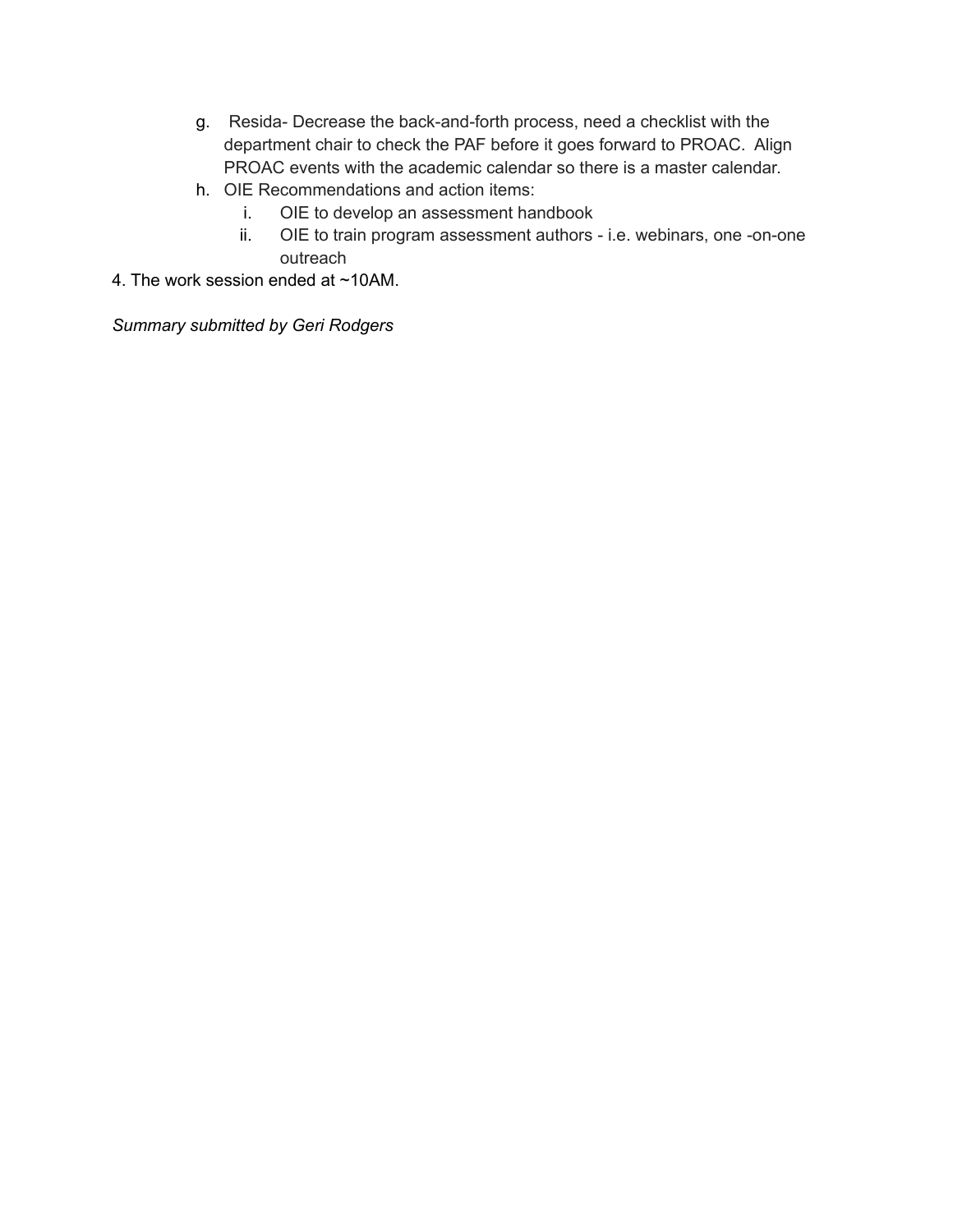g. Resida- Decrease the back-and-forth process, need a checklist with the department chair to check the PAF before it goes forward to PROAC. Align PROAC events with the academic calendar so there is a master calendar.

h. OIE Recommendations and action items:

    i. OIE to develop an assessment handbook

    ii. OIE to train program assessment authors - i.e. webinars, one -on-one outreach

4. The work session ended at ~10AM.

*Summary submitted by Geri Rodgers*